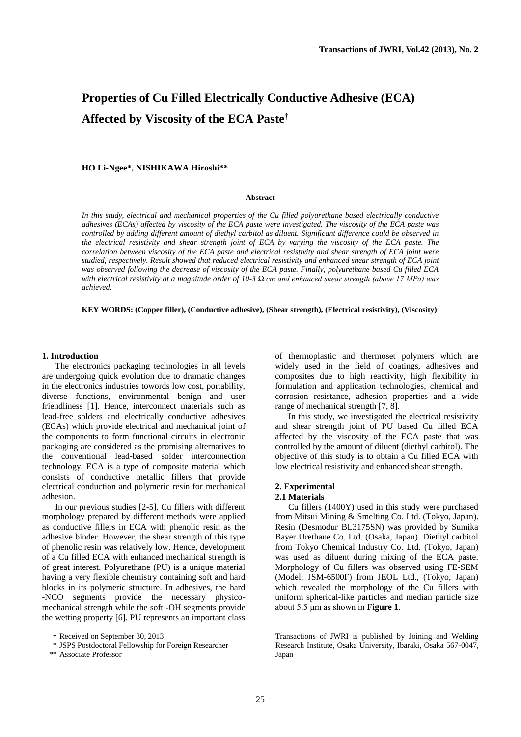# Properties of Cu Filled Electrically Conductive Adhesive (ECA) Affected by Viscosity of the ECA Paste†

**HO Li-Ngee\*, NISHIKAWA Hiroshi\*\***

**Abstract**

*In this study, electrical and mechanical properties of the Cu filled polyurethane based electrically conductive adhesives (ECAs) affected by viscosity of the ECA paste were investigated. The viscosity of the ECA paste was controlled by adding different amount of diethyl carbitol as diluent. Significant difference could be observed in the electrical resistivity and shear strength joint of ECA by varying the viscosity of the ECA paste. The correlation between viscosity of the ECA paste and electrical resistivity and shear strength of ECA joint were studied, respectively. Result showed that reduced electrical resistivity and enhanced shear strength of ECA joint was observed following the decrease of viscosity of the ECA paste. Finally, polyurethane based Cu filled ECA with electrical resistivity at a magnitude order of 10-3 Ω.cm and enhanced shear strength (above 17 MPa) was achieved.*

**KEY WORDS: (Copper filler), (Conductive adhesive), (Shear strength), (Electrical resistivity), (Viscosity)**

## 1. Introduction

The electronics packaging technologies in all levels are undergoing quick evolution due to dramatic changes in the electronics industries towords low cost, portability, diverse functions, environmental benign and user friendliness [1]. Hence, interconnect materials such as lead-free solders and electrically conductive adhesives (ECAs) which provide electrical and mechanical joint of the components to form functional circuits in electronic packaging are considered as the promising alternatives to the conventional lead-based solder interconnection technology. ECA is a type of composite material which consists of conductive metallic fillers that provide electrical conduction and polymeric resin for mechanical adhesion.

In our previous studies [2-5], Cu fillers with different morphology prepared by different methods were applied as conductive fillers in ECA with phenolic resin as the adhesive binder. However, the shear strength of this type of phenolic resin was relatively low. Hence, development of a Cu filled ECA with enhanced mechanical strength is of great interest. Polyurethane (PU) is a unique material having a very flexible chemistry containing soft and hard blocks in its polymeric structure. In adhesives, the hard -NCO segments provide the necessary physico-mechanical strength while the soft -OH segments provide the wetting property [6]. PU represents an important class of thermoplastic and thermoset polymers which are widely used in the field of coatings, adhesives and composites due to high reactivity, high flexibility in formulation and application technologies, chemical and corrosion resistance, adhesion properties and a wide range of mechanical strength [7, 8].

In this study, we investigated the electrical resistivity and shear strength joint of PU based Cu filled ECA affected by the viscosity of the ECA paste that was controlled by the amount of diluent (diethyl carbitol). The objective of this study is to obtain a Cu filled ECA with low electrical resistivity and enhanced shear strength.

## 2. Experimental

### 2.1 Materials

Cu fillers (1400Y) used in this study were purchased from Mitsui Mining & Smelting Co. Ltd. (Tokyo, Japan). Resin (Desmodur BL3175SN) was provided by Sumika Bayer Urethane Co. Ltd. (Osaka, Japan). Diethyl carbitol from Tokyo Chemical Industry Co. Ltd. (Tokyo, Japan) was used as diluent during mixing of the ECA paste. Morphology of Cu fillers was observed using FE-SEM (Model: JSM-6500F) from JEOL Ltd., (Tokyo, Japan) which revealed the morphology of the Cu fillers with uniform spherical-like particles and median particle size about 5.5 μm as shown in **Figure 1**.

---

† Received on September 30, 2013

\* JSPS Postdoctoral Fellowship for Foreign Researcher

\*\* Associate Professor

Transactions of JWRI is published by Joining and Welding Research Institute, Osaka University, Ibaraki, Osaka 567-0047, Japan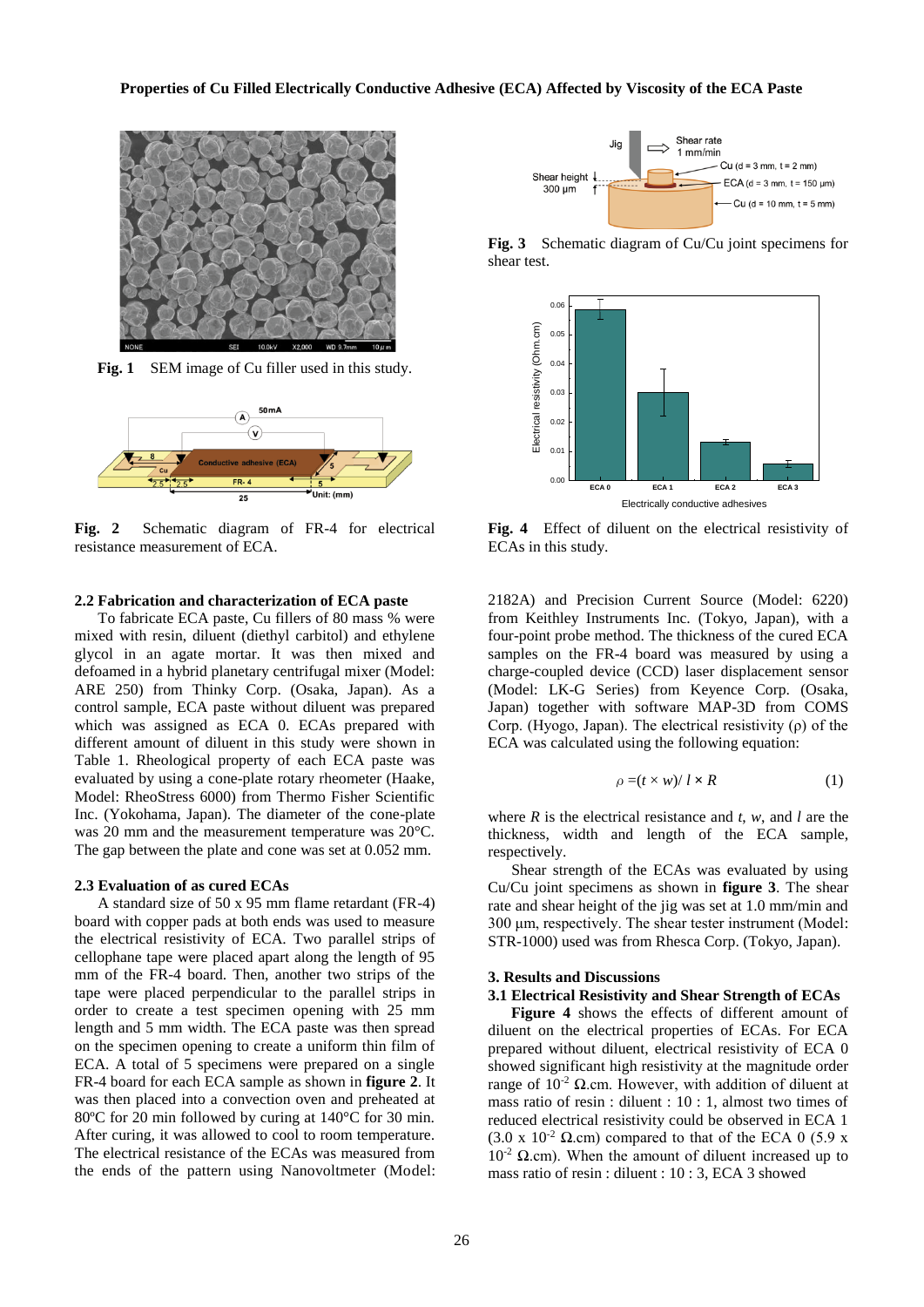Fig. 1 SEM image of Cu filler used in this study.

Fig. 2 Schematic diagram of FR-4 for electrical resistance measurement of ECA.

### 2.2 Fabrication and characterization of ECA paste

To fabricate ECA paste, Cu fillers of 80 mass % were mixed with resin, diluent (diethyl carbitol) and ethylene glycol in an agate mortar. It was then mixed and defoamed in a hybrid planetary centrifugal mixer (Model: ARE 250) from Thinky Corp. (Osaka, Japan). As a control sample, ECA paste without diluent was prepared which was assigned as ECA 0. ECAs prepared with different amount of diluent in this study were shown in Table 1. Rheological property of each ECA paste was evaluated by using a cone-plate rotary rheometer (Haake, Model: RheoStress 6000) from Thermo Fisher Scientific Inc. (Yokohama, Japan). The diameter of the cone-plate was 20 mm and the measurement temperature was 20°C. The gap between the plate and cone was set at 0.052 mm.

### 2.3 Evaluation of as cured ECAs

A standard size of 50 x 95 mm flame retardant (FR-4) board with copper pads at both ends was used to measure the electrical resistivity of ECA. Two parallel strips of cellophane tape were placed apart along the length of 95 mm of the FR-4 board. Then, another two strips of the tape were placed perpendicular to the parallel strips in order to create a test specimen opening with 25 mm length and 5 mm width. The ECA paste was then spread on the specimen opening to create a uniform thin film of ECA. A total of 5 specimens were prepared on a single FR-4 board for each ECA sample as shown in **figure 2**. It was then placed into a convection oven and preheated at 80ºC for 20 min followed by curing at 140°C for 30 min. After curing, it was allowed to cool to room temperature. The electrical resistance of the ECAs was measured from the ends of the pattern using Nanovoltmeter (Model: 2182A) and Precision Current Source (Model: 6220) from Keithley Instruments Inc. (Tokyo, Japan), with a four-point probe method. The thickness of the cured ECA samples on the FR-4 board was measured by using a charge-coupled device (CCD) laser displacement sensor (Model: LK-G Series) from Keyence Corp. (Osaka, Japan) together with software MAP-3D from COMS Corp. (Hyogo, Japan). The electrical resistivity (ρ) of the ECA was calculated using the following equation:

$$\rho = (t \times w) / l \times R \qquad (1)$$

where $R$ is the electrical resistance and $t$, $w$, and $l$ are the thickness, width and length of the ECA sample, respectively.

Shear strength of the ECAs was evaluated by using Cu/Cu joint specimens as shown in **figure 3**. The shear rate and shear height of the jig was set at 1.0 mm/min and 300 μm, respectively. The shear tester instrument (Model: STR-1000) used was from Rhesca Corp. (Tokyo, Japan).

Fig. 3 Schematic diagram of Cu/Cu joint specimens for shear test.

Fig. 4 Effect of diluent on the electrical resistivity of ECAs in this study.

## 3. Results and Discussions

### 3.1 Electrical Resistivity and Shear Strength of ECAs

**Figure 4** shows the effects of different amount of diluent on the electrical properties of ECAs. For ECA prepared without diluent, electrical resistivity of ECA 0 showed significant high resistivity at the magnitude order range of $10^{-2}$ Ω.cm. However, with addition of diluent at mass ratio of resin : diluent : 10 : 1, almost two times of reduced electrical resistivity could be observed in ECA 1 ($3.0 \times 10^{-2}$ Ω.cm) compared to that of the ECA 0 ($5.9 \times 10^{-2}$ Ω.cm). When the amount of diluent increased up to mass ratio of resin : diluent : 10 : 3, ECA 3 showed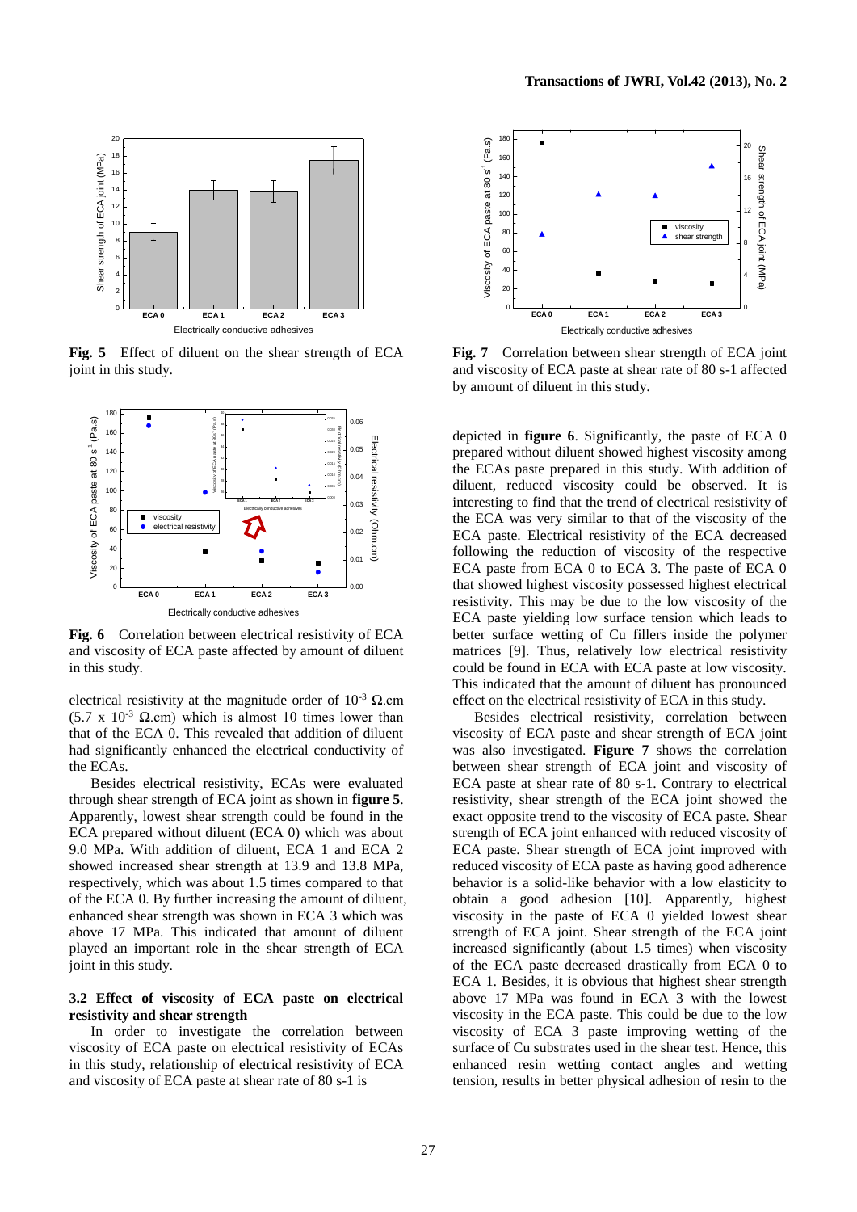Fig. 5 Effect of diluent on the shear strength of ECA joint in this study.

Fig. 6 Correlation between electrical resistivity of ECA and viscosity of ECA paste affected by amount of diluent in this study.

electrical resistivity at the magnitude order of $10^{-3}$ Ω.cm ($5.7 \times 10^{-3}$ Ω.cm) which is almost 10 times lower than that of the ECA 0. This revealed that addition of diluent had significantly enhanced the electrical conductivity of the ECAs.

Besides electrical resistivity, ECAs were evaluated through shear strength of ECA joint as shown in **figure 5**. Apparently, lowest shear strength could be found in the ECA prepared without diluent (ECA 0) which was about 9.0 MPa. With addition of diluent, ECA 1 and ECA 2 showed increased shear strength at 13.9 and 13.8 MPa, respectively, which was about 1.5 times compared to that of the ECA 0. By further increasing the amount of diluent, enhanced shear strength was shown in ECA 3 which was above 17 MPa. This indicated that amount of diluent played an important role in the shear strength of ECA joint in this study.

### 3.2 Effect of viscosity of ECA paste on electrical resistivity and shear strength

In order to investigate the correlation between viscosity of ECA paste on electrical resistivity of ECAs in this study, relationship of electrical resistivity of ECA and viscosity of ECA paste at shear rate of 80 s-1 is depicted in **figure 6**. Significantly, the paste of ECA 0 prepared without diluent showed highest viscosity among the ECAs paste prepared in this study. With addition of diluent, reduced viscosity could be observed. It is interesting to find that the trend of electrical resistivity of the ECA was very similar to that of the viscosity of the ECA paste. Electrical resistivity of the ECA decreased following the reduction of viscosity of the respective ECA paste from ECA 0 to ECA 3. The paste of ECA 0 that showed highest viscosity possessed highest electrical resistivity. This may be due to the low viscosity of the ECA paste yielding low surface tension which leads to better surface wetting of Cu fillers inside the polymer matrices [9]. Thus, relatively low electrical resistivity could be found in ECA with ECA paste at low viscosity. This indicated that the amount of diluent has pronounced effect on the electrical resistivity of ECA in this study.

Fig. 7 Correlation between shear strength of ECA joint and viscosity of ECA paste at shear rate of 80 s-1 affected by amount of diluent in this study.

Besides electrical resistivity, correlation between viscosity of ECA paste and shear strength of ECA joint was also investigated. **Figure 7** shows the correlation between shear strength of ECA joint and viscosity of ECA paste at shear rate of 80 s-1. Contrary to electrical resistivity, shear strength of the ECA joint showed the exact opposite trend to the viscosity of ECA paste. Shear strength of ECA joint enhanced with reduced viscosity of ECA paste. Shear strength of ECA joint improved with reduced viscosity of ECA paste as having good adherence behavior is a solid-like behavior with a low elasticity to obtain a good adhesion [10]. Apparently, highest viscosity in the paste of ECA 0 yielded lowest shear strength of ECA joint. Shear strength of the ECA joint increased significantly (about 1.5 times) when viscosity of the ECA paste decreased drastically from ECA 0 to ECA 1. Besides, it is obvious that highest shear strength above 17 MPa was found in ECA 3 with the lowest viscosity in the ECA paste. This could be due to the low viscosity of ECA 3 paste improving wetting of the surface of Cu substrates used in the shear test. Hence, this enhanced resin wetting contact angles and wetting tension, results in better physical adhesion of resin to the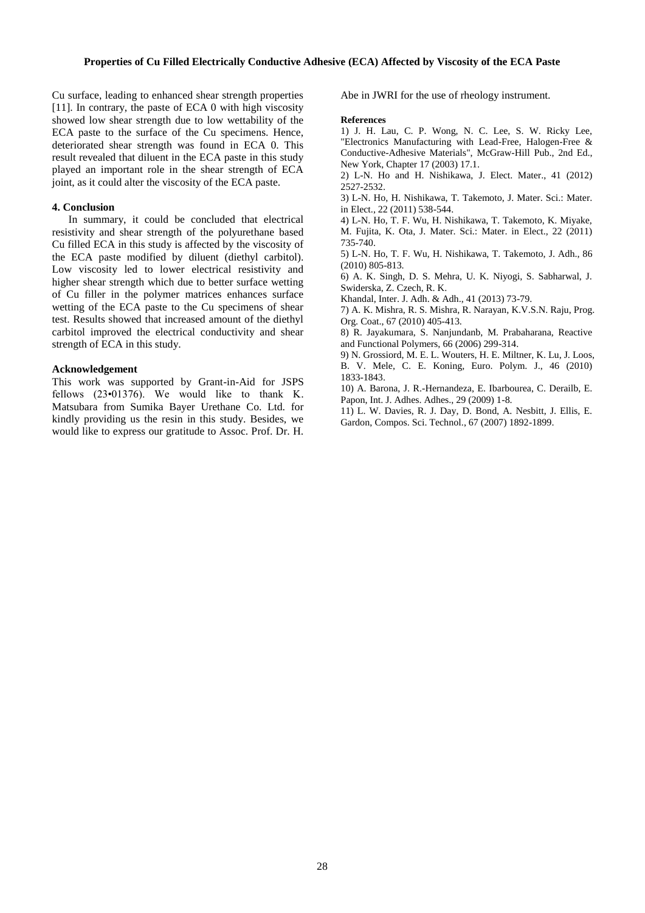Cu surface, leading to enhanced shear strength properties [11]. In contrary, the paste of ECA 0 with high viscosity showed low shear strength due to low wettability of the ECA paste to the surface of the Cu specimens. Hence, deteriorated shear strength was found in ECA 0. This result revealed that diluent in the ECA paste in this study played an important role in the shear strength of ECA joint, as it could alter the viscosity of the ECA paste.

## 4. Conclusion

In summary, it could be concluded that electrical resistivity and shear strength of the polyurethane based Cu filled ECA in this study is affected by the viscosity of the ECA paste modified by diluent (diethyl carbitol). Low viscosity led to lower electrical resistivity and higher shear strength which due to better surface wetting of Cu filler in the polymer matrices enhances surface wetting of the ECA paste to the Cu specimens of shear test. Results showed that increased amount of the diethyl carbitol improved the electrical conductivity and shear strength of ECA in this study.

## Acknowledgement

This work was supported by Grant-in-Aid for JSPS fellows (23•01376). We would like to thank K. Matsubara from Sumika Bayer Urethane Co. Ltd. for kindly providing us the resin in this study. Besides, we would like to express our gratitude to Assoc. Prof. Dr. H. Abe in JWRI for the use of rheology instrument.

## References

1) J. H. Lau, C. P. Wong, N. C. Lee, S. W. Ricky Lee, "Electronics Manufacturing with Lead-Free, Halogen-Free & Conductive-Adhesive Materials", McGraw-Hill Pub., 2nd Ed., New York, Chapter 17 (2003) 17.1.

2) L-N. Ho and H. Nishikawa, J. Elect. Mater., 41 (2012) 2527-2532.

3) L-N. Ho, H. Nishikawa, T. Takemoto, J. Mater. Sci.: Mater. in Elect., 22 (2011) 538-544.

4) L-N. Ho, T. F. Wu, H. Nishikawa, T. Takemoto, K. Miyake, M. Fujita, K. Ota, J. Mater. Sci.: Mater. in Elect., 22 (2011) 735-740.

5) L-N. Ho, T. F. Wu, H. Nishikawa, T. Takemoto, J. Adh., 86 (2010) 805-813.

6) A. K. Singh, D. S. Mehra, U. K. Niyogi, S. Sabharwal, J. Swiderska, Z. Czech, R. K. Khandal, Inter. J. Adh. & Adh., 41 (2013) 73-79.

7) A. K. Mishra, R. S. Mishra, R. Narayan, K.V.S.N. Raju, Prog. Org. Coat., 67 (2010) 405-413.

8) R. Jayakumara, S. Nanjundanb, M. Prabaharana, Reactive and Functional Polymers, 66 (2006) 299-314.

9) N. Grossiord, M. E. L. Wouters, H. E. Miltner, K. Lu, J. Loos, B. V. Mele, C. E. Koning, Euro. Polym. J., 46 (2010) 1833-1843.

10) A. Barona, J. R.-Hernandeza, E. Ibarbourea, C. Derailb, E. Papon, Int. J. Adhes. Adhes., 29 (2009) 1-8.

11) L. W. Davies, R. J. Day, D. Bond, A. Nesbitt, J. Ellis, E. Gardon, Compos. Sci. Technol., 67 (2007) 1892-1899.